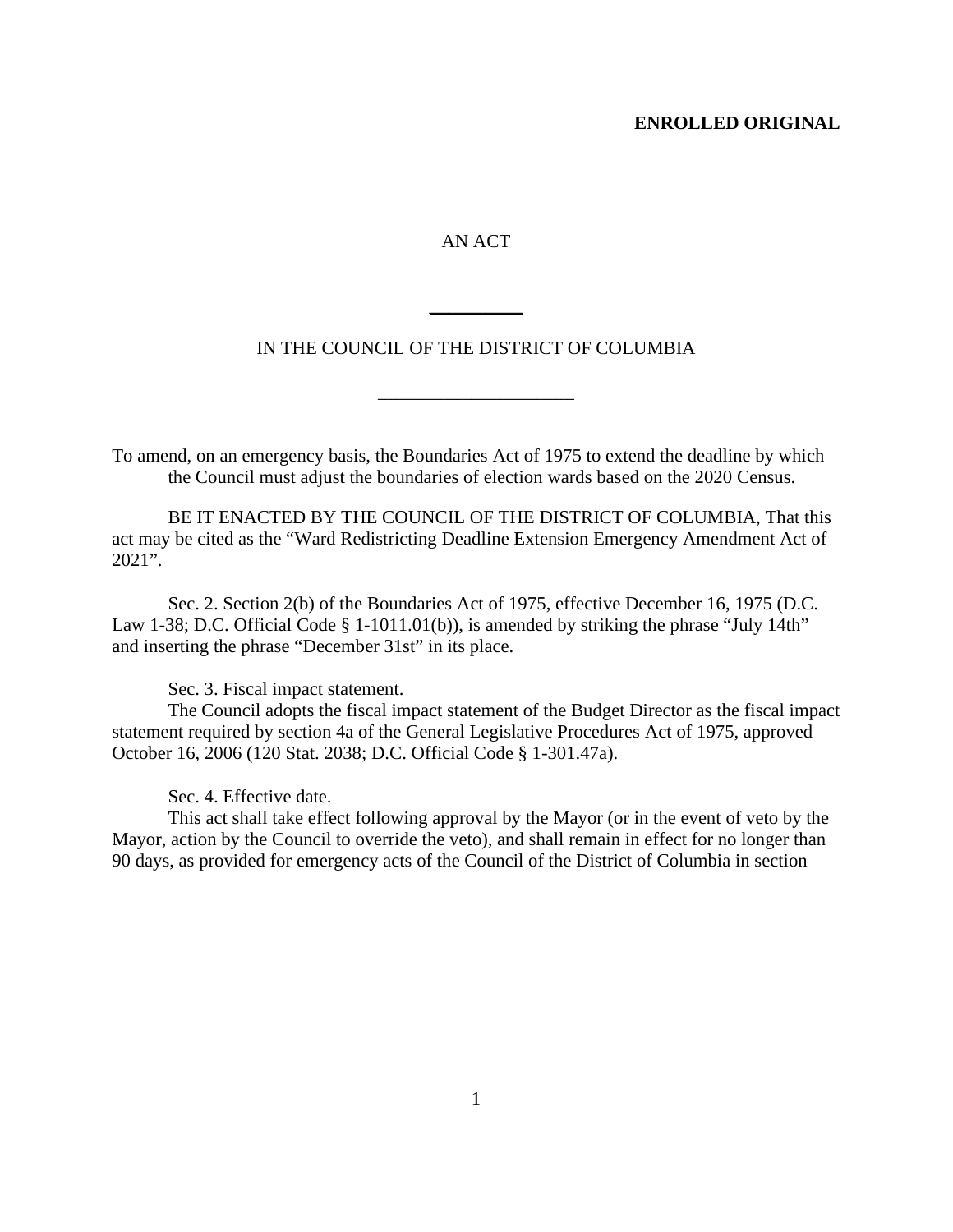**ENROLLED ORIGINAL**

AN ACT

\_\_\_\_\_\_\_\_\_\_

IN THE COUNCIL OF THE DISTRICT OF COLUMBIA

\_\_\_\_\_\_\_\_\_\_\_\_\_\_\_\_\_\_\_\_\_\_\_\_

To amend, on an emergency basis, the Boundaries Act of 1975 to extend the deadline by which the Council must adjust the boundaries of election wards based on the 2020 Census.

BE IT ENACTED BY THE COUNCIL OF THE DISTRICT OF COLUMBIA, That this act may be cited as the "Ward Redistricting Deadline Extension Emergency Amendment Act of 2021".

Sec. 2. Section 2(b) of the Boundaries Act of 1975, effective December 16, 1975 (D.C. Law 1-38; D.C. Official Code § 1-1011.01(b)), is amended by striking the phrase "July 14th" and inserting the phrase "December 31st" in its place.

Sec. 3. Fiscal impact statement.

The Council adopts the fiscal impact statement of the Budget Director as the fiscal impact statement required by section 4a of the General Legislative Procedures Act of 1975, approved October 16, 2006 (120 Stat. 2038; D.C. Official Code § 1-301.47a).

Sec. 4. Effective date.

This act shall take effect following approval by the Mayor (or in the event of veto by the Mayor, action by the Council to override the veto), and shall remain in effect for no longer than 90 days, as provided for emergency acts of the Council of the District of Columbia in section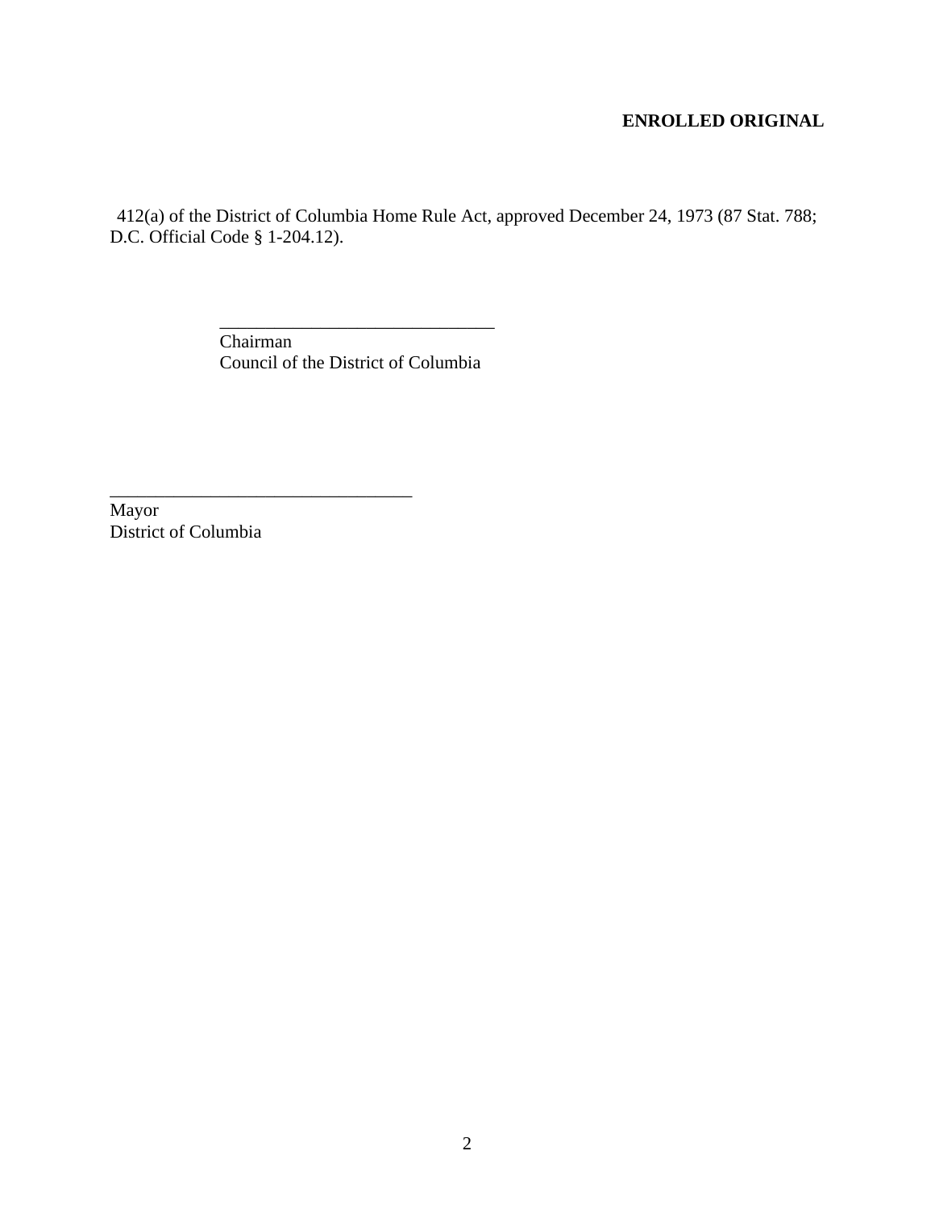**ENROLLED ORIGINAL**

412(a) of the District of Columbia Home Rule Act, approved December 24, 1973 (87 Stat. 788; D.C. Official Code § 1-204.12).

______________________________
Chairman
Council of the District of Columbia

_________________________________
Mayor
District of Columbia